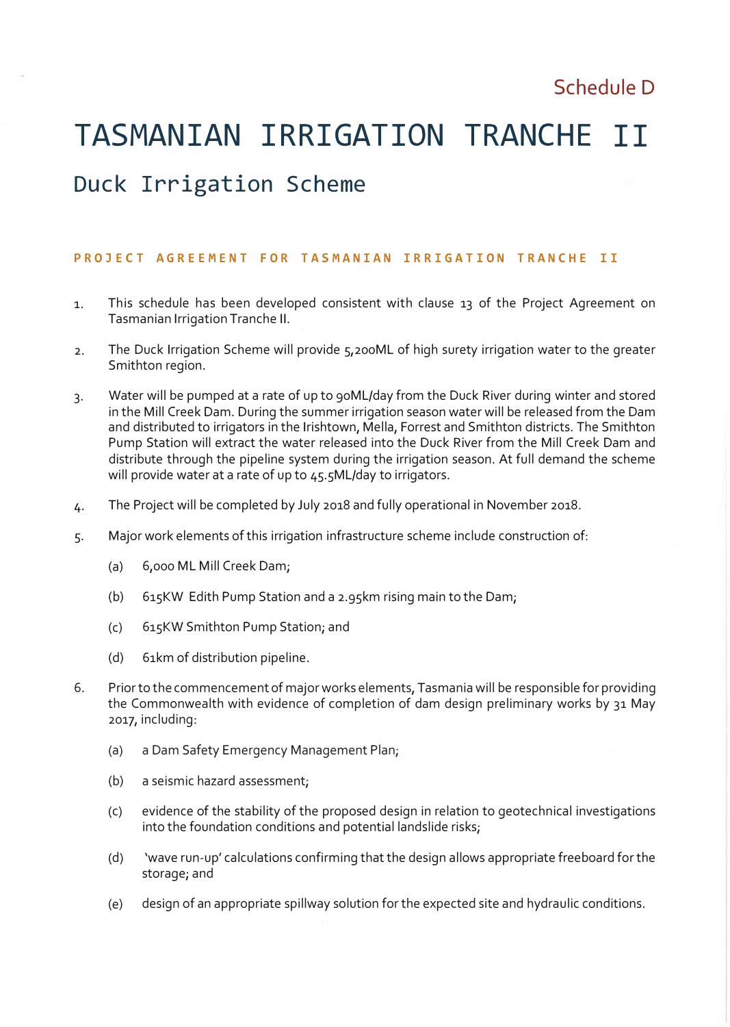Schedule D

# TASMANIAN IRRIGATION TRANCHE II

## Duck Irrigation Scheme

### PROJECT AGREEMENT FOR TASMANIAN IRRIGATION TRANCHE II

1. This schedule has been developed consistent with clause 13 of the Project Agreement on Tasmanian Irrigation Tranche II.

2. The Duck Irrigation Scheme will provide 5,200ML of high surety irrigation water to the greater Smithton region.

3. Water will be pumped at a rate of up to 90ML/day from the Duck River during winter and stored in the Mill Creek Dam. During the summer irrigation season water will be released from the Dam and distributed to irrigators in the Irishtown, Mella, Forrest and Smithton districts. The Smithton Pump Station will extract the water released into the Duck River from the Mill Creek Dam and distribute through the pipeline system during the irrigation season. At full demand the scheme will provide water at a rate of up to 45.5ML/day to irrigators.

4. The Project will be completed by July 2018 and fully operational in November 2018.

5. Major work elements of this irrigation infrastructure scheme include construction of:

   (a) 6,000 ML Mill Creek Dam;

   (b) 615KW Edith Pump Station and a 2.95km rising main to the Dam;

   (c) 615KW Smithton Pump Station; and

   (d) 61km of distribution pipeline.

6. Prior to the commencement of major works elements, Tasmania will be responsible for providing the Commonwealth with evidence of completion of dam design preliminary works by 31 May 2017, including:

   (a) a Dam Safety Emergency Management Plan;

   (b) a seismic hazard assessment;

   (c) evidence of the stability of the proposed design in relation to geotechnical investigations into the foundation conditions and potential landslide risks;

   (d) 'wave run-up' calculations confirming that the design allows appropriate freeboard for the storage; and

   (e) design of an appropriate spillway solution for the expected site and hydraulic conditions.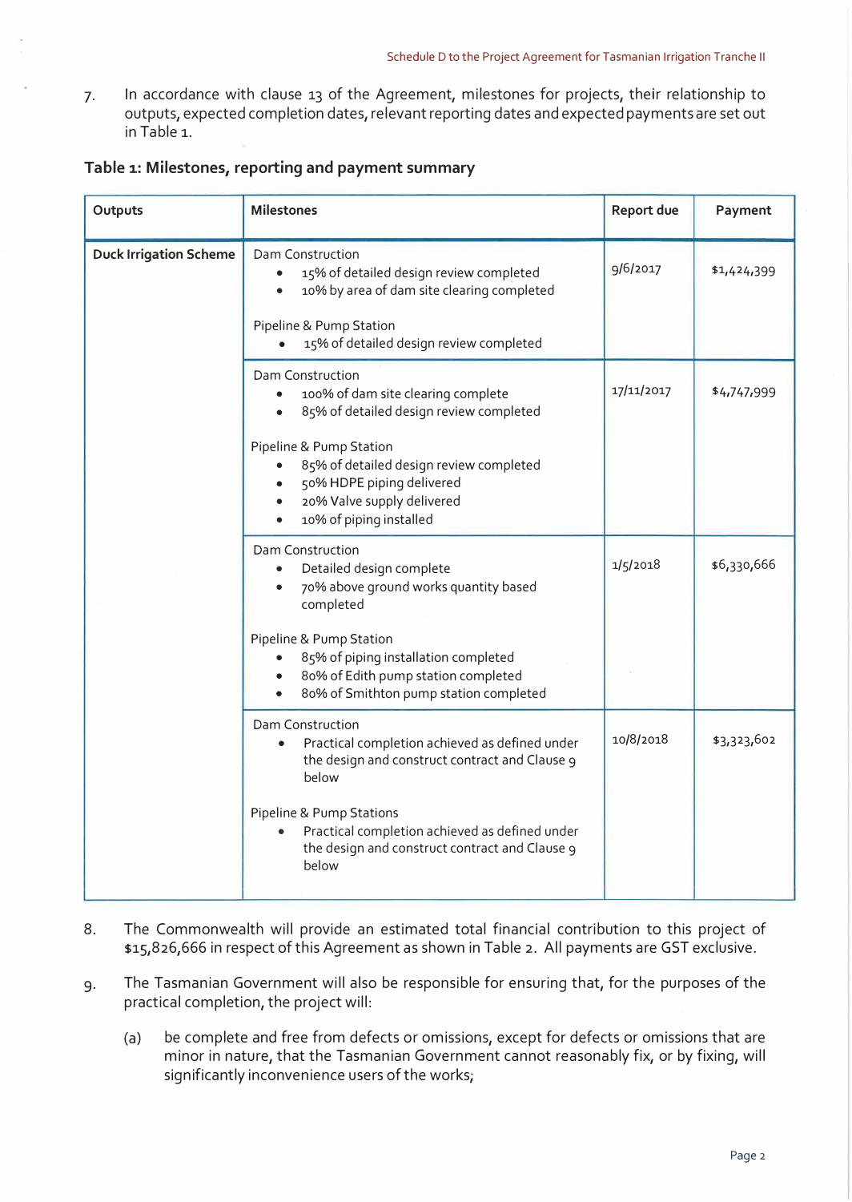7. In accordance with clause 13 of the Agreement, milestones for projects, their relationship to outputs, expected completion dates, relevant reporting dates and expected payments are set out in Table 1.

**Table 1: Milestones, reporting and payment summary**

| Outputs | Milestones | Report due | Payment |
|---|---|---|---|
| **Duck Irrigation Scheme** | Dam Construction<br>• 15% of detailed design review completed<br>• 10% by area of dam site clearing completed<br><br>Pipeline & Pump Station<br>• 15% of detailed design review completed | 9/6/2017 | $1,424,399 |
| | Dam Construction<br>• 100% of dam site clearing complete<br>• 85% of detailed design review completed<br><br>Pipeline & Pump Station<br>• 85% of detailed design review completed<br>• 50% HDPE piping delivered<br>• 20% Valve supply delivered<br>• 10% of piping installed | 17/11/2017 | $4,747,999 |
| | Dam Construction<br>• Detailed design complete<br>• 70% above ground works quantity based completed<br><br>Pipeline & Pump Station<br>• 85% of piping installation completed<br>• 80% of Edith pump station completed<br>• 80% of Smithton pump station completed | 1/5/2018 | $6,330,666 |
| | Dam Construction<br>• Practical completion achieved as defined under the design and construct contract and Clause 9 below<br><br>Pipeline & Pump Stations<br>• Practical completion achieved as defined under the design and construct contract and Clause 9 below | 10/8/2018 | $3,323,602 |

8. The Commonwealth will provide an estimated total financial contribution to this project of $15,826,666 in respect of this Agreement as shown in Table 2. All payments are GST exclusive.

9. The Tasmanian Government will also be responsible for ensuring that, for the purposes of the practical completion, the project will:

   (a) be complete and free from defects or omissions, except for defects or omissions that are minor in nature, that the Tasmanian Government cannot reasonably fix, or by fixing, will significantly inconvenience users of the works;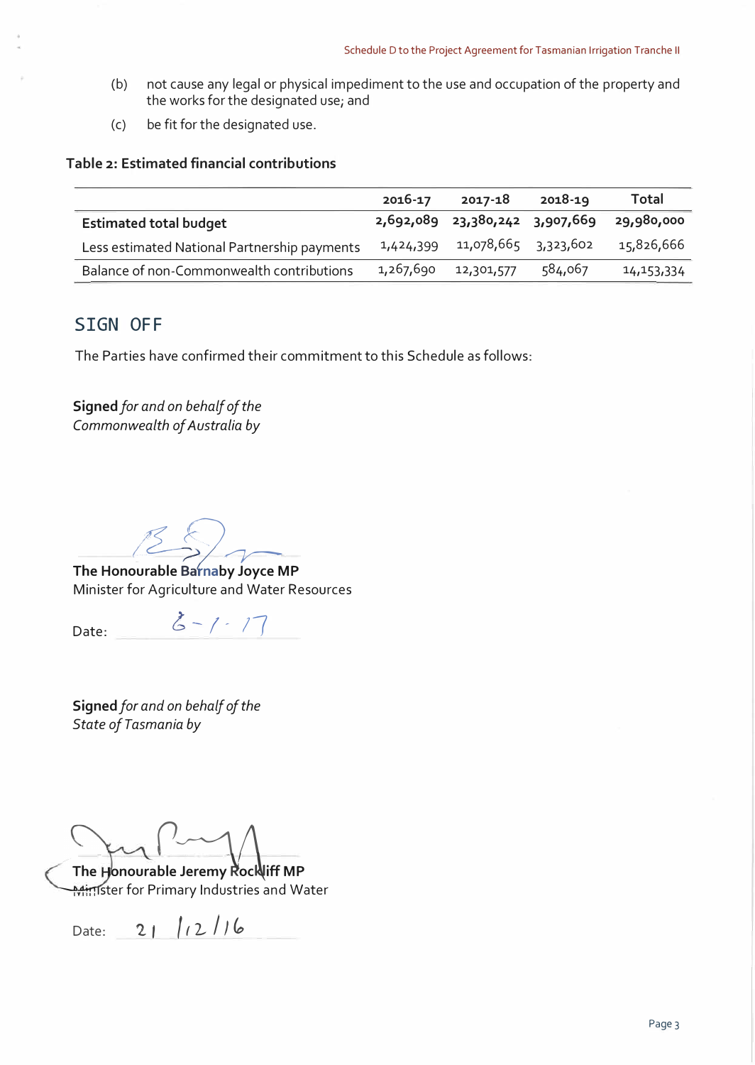(b) not cause any legal or physical impediment to the use and occupation of the property and the works for the designated use; and

(c) be fit for the designated use.

**Table 2: Estimated financial contributions**

| | 2016-17 | 2017-18 | 2018-19 | Total |
|---|---|---|---|---|
| **Estimated total budget** | **2,692,089** | **23,380,242** | **3,907,669** | **29,980,000** |
| Less estimated National Partnership payments | 1,424,399 | 11,078,665 | 3,323,602 | 15,826,666 |
| Balance of non-Commonwealth contributions | 1,267,690 | 12,301,577 | 584,067 | 14,153,334 |

## SIGN OFF

The Parties have confirmed their commitment to this Schedule as follows:

**Signed** *for and on behalf of the Commonwealth of Australia by*

**The Honourable Barnaby Joyce MP**
Minister for Agriculture and Water Resources

Date: 6-1-17

**Signed** *for and on behalf of the State of Tasmania by*

**The Honourable Jeremy Rockliff MP**
Minister for Primary Industries and Water

Date: 21/12/16